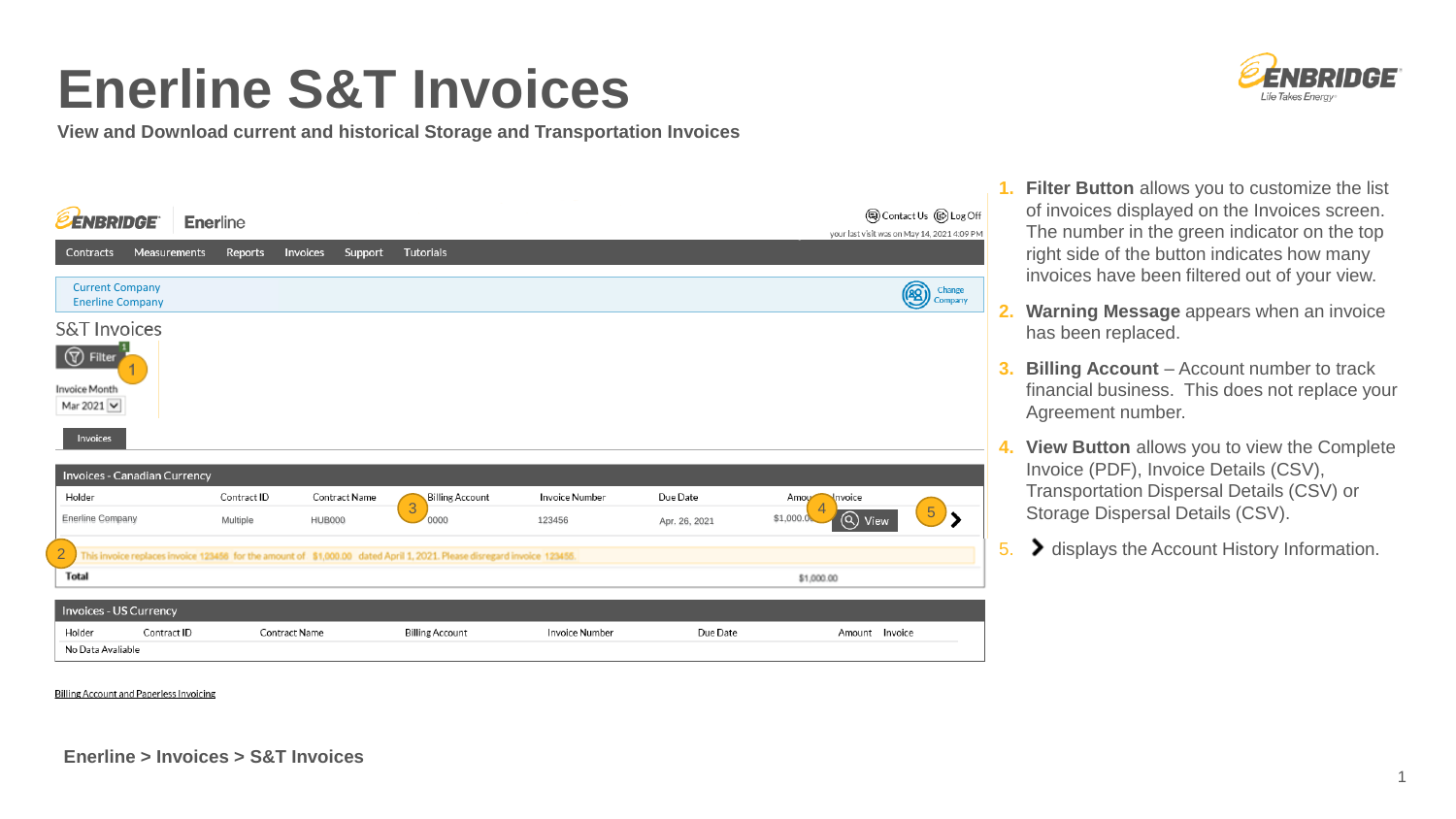# Enerline S&T Invoices

**View and Download current and historical Storage and Transportation Invoices**

Enerline

Contact Us | Log Off

your last visit was on May 14, 2021 4:09 PM

Contracts | Measurements | Reports | Invoices | Support | Tutorials

Current Company
Enerline Company

Change Company

## S&T Invoices

Filter (1)

Invoice Month: Mar 2021

Invoices

**Invoices - Canadian Currency**

| Holder | Contract ID | Contract Name | Billing Account | Invoice Number | Due Date | Amount | Invoice |
|---|---|---|---|---|---|---|---|
| Enerline Company | Multiple | HUB000 | 0000 | 123456 | Apr. 26, 2021 | $1,000.00 | View |
| Total | | | | | | $1,000.00 | |

This invoice replaces invoice 123456 for the amount of $1,000.00 dated April 1, 2021. Please disregard invoice 123456.

**Invoices - US Currency**

| Holder | Contract ID | Contract Name | Billing Account | Invoice Number | Due Date | Amount | Invoice |
|---|---|---|---|---|---|---|---|
| No Data Avaliable | | | | | | | |

Billing Account and Paperless Invoicing

1. **Filter Button** allows you to customize the list of invoices displayed on the Invoices screen. The number in the green indicator on the top right side of the button indicates how many invoices have been filtered out of your view.
2. **Warning Message** appears when an invoice has been replaced.
3. **Billing Account** – Account number to track financial business. This does not replace your Agreement number.
4. **View Button** allows you to view the Complete Invoice (PDF), Invoice Details (CSV), Transportation Dispersal Details (CSV) or Storage Dispersal Details (CSV).
5. › displays the Account History Information.

**Enerline > Invoices > S&T Invoices**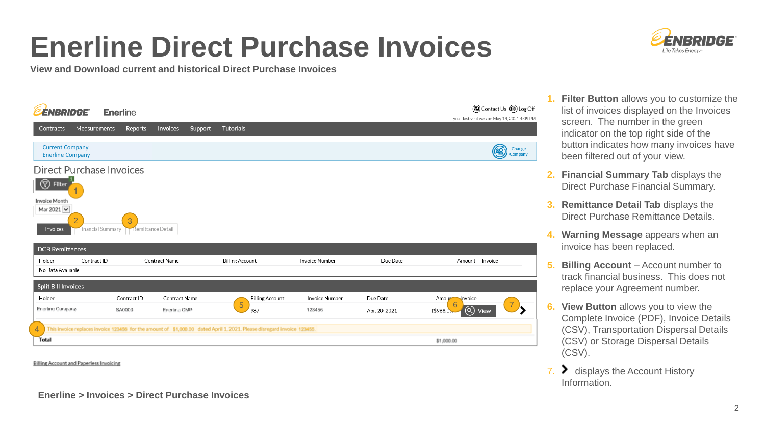# Enerline Direct Purchase Invoices

**View and Download current and historical Direct Purchase Invoices**

ENBRIDGE Enerline

Contact Us | Log Off

your last visit was on May 14, 2021 4:09 PM

Contracts | Measurements | Reports | Invoices | Support | Tutorials

Current Company
Enerline Company

Change Company

## Direct Purchase Invoices

Filter (1)

Invoice Month: Mar 2021

Invoices | Financial Summary (2) | Remittance Detail (3)

**DCB Remittances**

| Holder | Contract ID | Contract Name | Billing Account | Invoice Number | Due Date | Amount | Invoice |
|---|---|---|---|---|---|---|---|
| No Data Available | | | | | | | |

**Split Bill Invoices**

| Holder | Contract ID | Contract Name | Billing Account | Invoice Number | Due Date | Amount | Invoice | |
|---|---|---|---|---|---|---|---|---|
| Enerline Company | SA0000 | Enerline CMP | (5) 987 | 123456 | Apr. 20, 2021 | ($968.07) | (6) View | (7) › |
| (4) This invoice replaces invoice 123456 for the amount of $1,000.00 dated April 1, 2021. Please disregard invoice 123456. | | | | | | | | |
| Total | | | | | | $1,000.00 | | |

Billing Account and Paperless Invoicing

**Enerline > Invoices > Direct Purchase Invoices**

1. **Filter Button** allows you to customize the list of invoices displayed on the Invoices screen. The number in the green indicator on the top right side of the button indicates how many invoices have been filtered out of your view.
2. **Financial Summary Tab** displays the Direct Purchase Financial Summary.
3. **Remittance Detail Tab** displays the Direct Purchase Remittance Details.
4. **Warning Message** appears when an invoice has been replaced.
5. **Billing Account** – Account number to track financial business. This does not replace your Agreement number.
6. **View Button** allows you to view the Complete Invoice (PDF), Invoice Details (CSV), Transportation Dispersal Details (CSV) or Storage Dispersal Details (CSV).
7. › displays the Account History Information.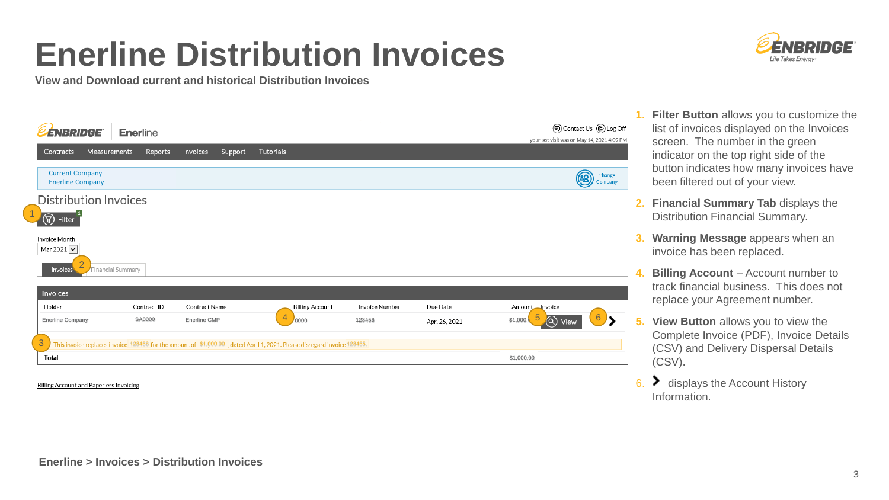# Enerline Distribution Invoices

**View and Download current and historical Distribution Invoices**

ENBRIDGE | Enerline

Contact Us | Log Off

your last visit was on May 14, 2021 4:09 PM

Contracts | Measurements | Reports | Invoices | Support | Tutorials

Current Company
Enerline Company

Change Company

## Distribution Invoices

1 Filter

Invoice Month
Mar 2021

Invoices 2 | Financial Summary

**Invoices**

| Holder | Contract ID | Contract Name | Billing Account | Invoice Number | Due Date | Amount | Invoice | |
|---|---|---|---|---|---|---|---|---|
| Enerline Company | SA0000 | Enerline CMP | 4 0000 | 123456 | Apr. 26, 2021 | $1,000. | 5 View | 6 > |
| 3 This invoice replaces invoice 123456 for the amount of $1,000.00 dated April 1, 2021. Please disregard invoice 123456. | | | | | | | | |
| **Total** | | | | | | $1,000.00 | | |

Billing Account and Paperless Invoicing

1. **Filter Button** allows you to customize the list of invoices displayed on the Invoices screen. The number in the green indicator on the top right side of the button indicates how many invoices have been filtered out of your view.
2. **Financial Summary Tab** displays the Distribution Financial Summary.
3. **Warning Message** appears when an invoice has been replaced.
4. **Billing Account** – Account number to track financial business. This does not replace your Agreement number.
5. **View Button** allows you to view the Complete Invoice (PDF), Invoice Details (CSV) and Delivery Dispersal Details (CSV).
6. > displays the Account History Information.

**Enerline > Invoices > Distribution Invoices**